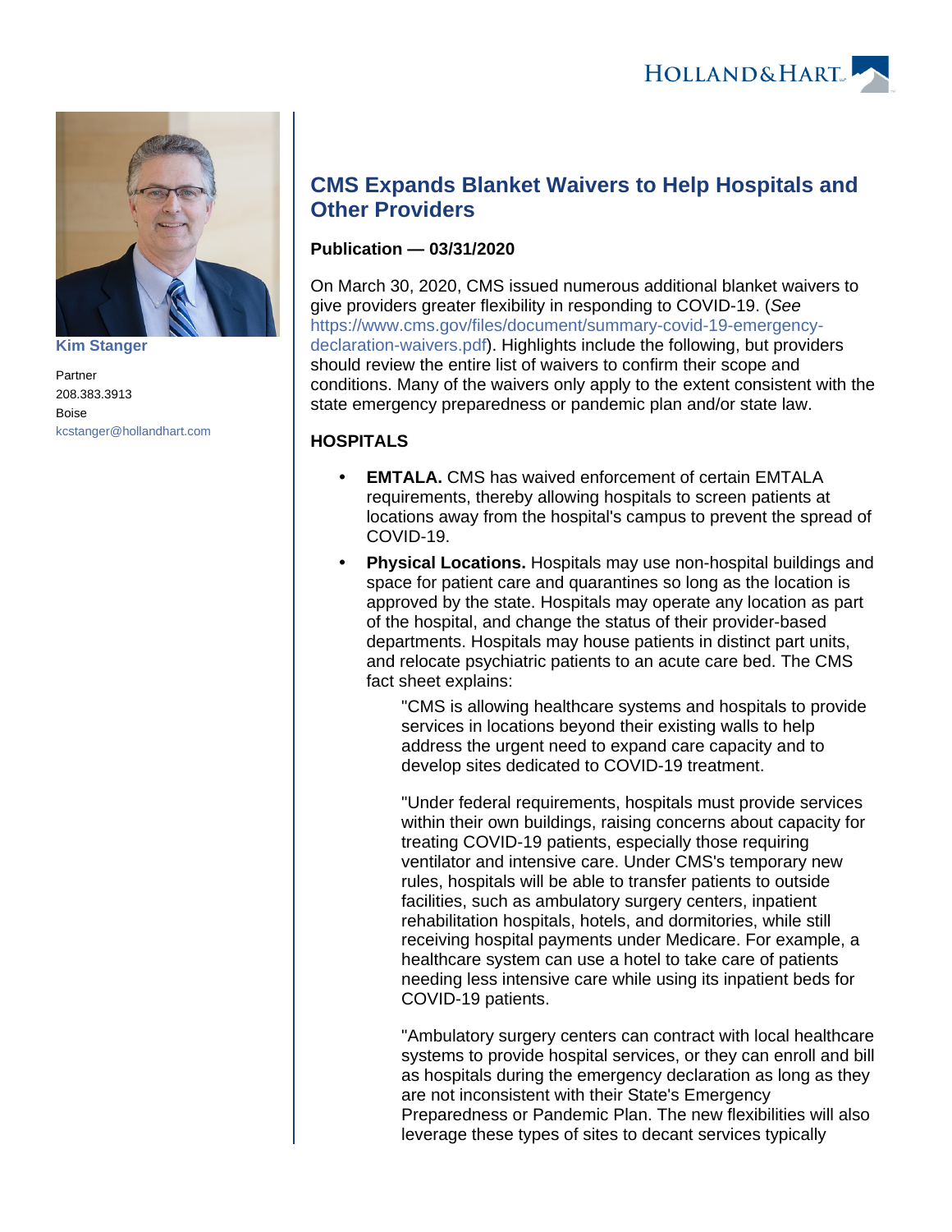Kim Stanger

Partner
208.383.3913
Boise
kcstanger@hollandhart.com

# CMS Expands Blanket Waivers to Help Hospitals and Other Providers

**Publication — 03/31/2020**

On March 30, 2020, CMS issued numerous additional blanket waivers to give providers greater flexibility in responding to COVID-19. (*See* https://www.cms.gov/files/document/summary-covid-19-emergency-declaration-waivers.pdf). Highlights include the following, but providers should review the entire list of waivers to confirm their scope and conditions. Many of the waivers only apply to the extent consistent with the state emergency preparedness or pandemic plan and/or state law.

## HOSPITALS

- **EMTALA.** CMS has waived enforcement of certain EMTALA requirements, thereby allowing hospitals to screen patients at locations away from the hospital's campus to prevent the spread of COVID-19.
- **Physical Locations.** Hospitals may use non-hospital buildings and space for patient care and quarantines so long as the location is approved by the state. Hospitals may operate any location as part of the hospital, and change the status of their provider-based departments. Hospitals may house patients in distinct part units, and relocate psychiatric patients to an acute care bed. The CMS fact sheet explains:

  > "CMS is allowing healthcare systems and hospitals to provide services in locations beyond their existing walls to help address the urgent need to expand care capacity and to develop sites dedicated to COVID-19 treatment.
  >
  > "Under federal requirements, hospitals must provide services within their own buildings, raising concerns about capacity for treating COVID-19 patients, especially those requiring ventilator and intensive care. Under CMS's temporary new rules, hospitals will be able to transfer patients to outside facilities, such as ambulatory surgery centers, inpatient rehabilitation hospitals, hotels, and dormitories, while still receiving hospital payments under Medicare. For example, a healthcare system can use a hotel to take care of patients needing less intensive care while using its inpatient beds for COVID-19 patients.
  >
  > "Ambulatory surgery centers can contract with local healthcare systems to provide hospital services, or they can enroll and bill as hospitals during the emergency declaration as long as they are not inconsistent with their State's Emergency Preparedness or Pandemic Plan. The new flexibilities will also leverage these types of sites to decant services typically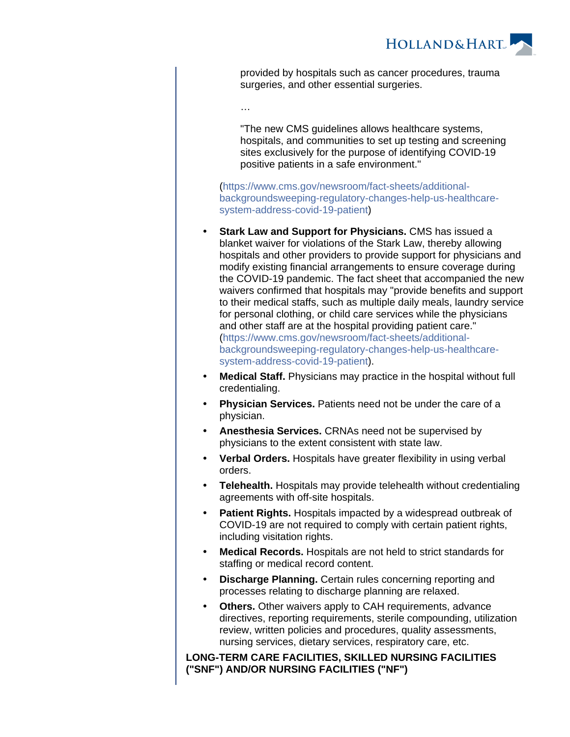> provided by hospitals such as cancer procedures, trauma surgeries, and other essential surgeries.
>
> …
>
> "The new CMS guidelines allows healthcare systems, hospitals, and communities to set up testing and screening sites exclusively for the purpose of identifying COVID-19 positive patients in a safe environment."

(https://www.cms.gov/newsroom/fact-sheets/additional-backgroundsweeping-regulatory-changes-help-us-healthcare-system-address-covid-19-patient)

- **Stark Law and Support for Physicians.** CMS has issued a blanket waiver for violations of the Stark Law, thereby allowing hospitals and other providers to provide support for physicians and modify existing financial arrangements to ensure coverage during the COVID-19 pandemic. The fact sheet that accompanied the new waivers confirmed that hospitals may "provide benefits and support to their medical staffs, such as multiple daily meals, laundry service for personal clothing, or child care services while the physicians and other staff are at the hospital providing patient care." (https://www.cms.gov/newsroom/fact-sheets/additional-backgroundsweeping-regulatory-changes-help-us-healthcare-system-address-covid-19-patient).
- **Medical Staff.** Physicians may practice in the hospital without full credentialing.
- **Physician Services.** Patients need not be under the care of a physician.
- **Anesthesia Services.** CRNAs need not be supervised by physicians to the extent consistent with state law.
- **Verbal Orders.** Hospitals have greater flexibility in using verbal orders.
- **Telehealth.** Hospitals may provide telehealth without credentialing agreements with off-site hospitals.
- **Patient Rights.** Hospitals impacted by a widespread outbreak of COVID-19 are not required to comply with certain patient rights, including visitation rights.
- **Medical Records.** Hospitals are not held to strict standards for staffing or medical record content.
- **Discharge Planning.** Certain rules concerning reporting and processes relating to discharge planning are relaxed.
- **Others.** Other waivers apply to CAH requirements, advance directives, reporting requirements, sterile compounding, utilization review, written policies and procedures, quality assessments, nursing services, dietary services, respiratory care, etc.

**LONG-TERM CARE FACILITIES, SKILLED NURSING FACILITIES ("SNF") AND/OR NURSING FACILITIES ("NF")**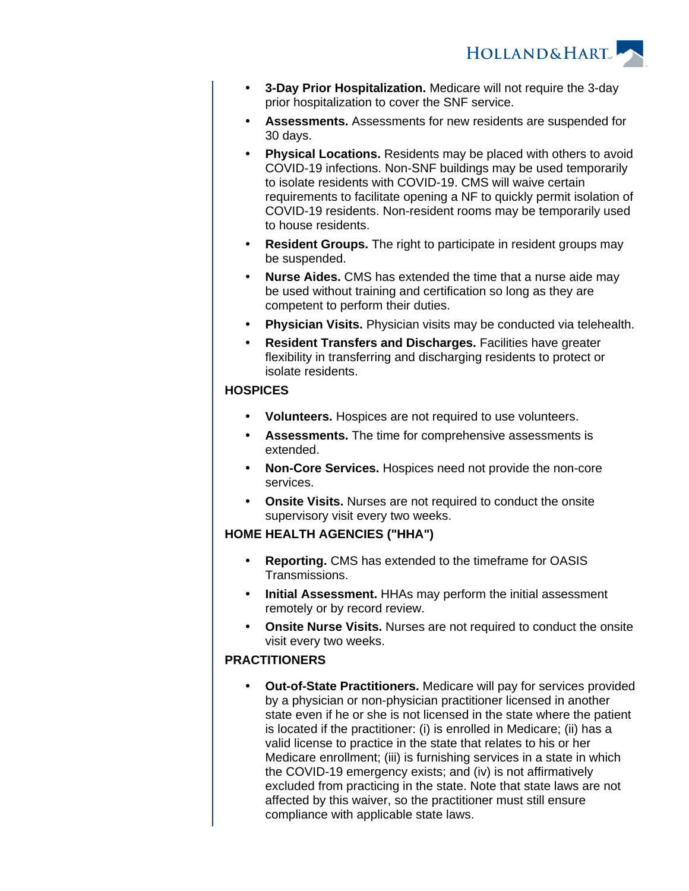- **3-Day Prior Hospitalization.** Medicare will not require the 3-day prior hospitalization to cover the SNF service.
- **Assessments.** Assessments for new residents are suspended for 30 days.
- **Physical Locations.** Residents may be placed with others to avoid COVID-19 infections. Non-SNF buildings may be used temporarily to isolate residents with COVID-19. CMS will waive certain requirements to facilitate opening a NF to quickly permit isolation of COVID-19 residents. Non-resident rooms may be temporarily used to house residents.
- **Resident Groups.** The right to participate in resident groups may be suspended.
- **Nurse Aides.** CMS has extended the time that a nurse aide may be used without training and certification so long as they are competent to perform their duties.
- **Physician Visits.** Physician visits may be conducted via telehealth.
- **Resident Transfers and Discharges.** Facilities have greater flexibility in transferring and discharging residents to protect or isolate residents.

**HOSPICES**

- **Volunteers.** Hospices are not required to use volunteers.
- **Assessments.** The time for comprehensive assessments is extended.
- **Non-Core Services.** Hospices need not provide the non-core services.
- **Onsite Visits.** Nurses are not required to conduct the onsite supervisory visit every two weeks.

**HOME HEALTH AGENCIES ("HHA")**

- **Reporting.** CMS has extended to the timeframe for OASIS Transmissions.
- **Initial Assessment.** HHAs may perform the initial assessment remotely or by record review.
- **Onsite Nurse Visits.** Nurses are not required to conduct the onsite visit every two weeks.

**PRACTITIONERS**

- **Out-of-State Practitioners.** Medicare will pay for services provided by a physician or non-physician practitioner licensed in another state even if he or she is not licensed in the state where the patient is located if the practitioner: (i) is enrolled in Medicare; (ii) has a valid license to practice in the state that relates to his or her Medicare enrollment; (iii) is furnishing services in a state in which the COVID-19 emergency exists; and (iv) is not affirmatively excluded from practicing in the state. Note that state laws are not affected by this waiver, so the practitioner must still ensure compliance with applicable state laws.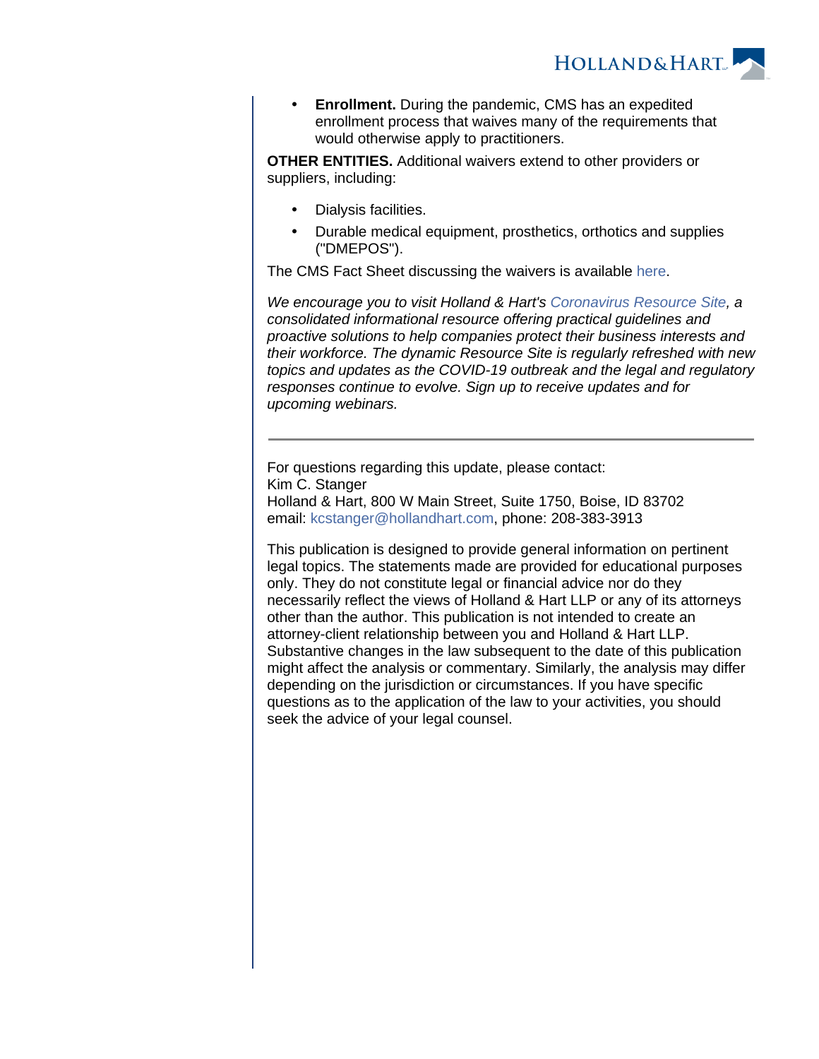- **Enrollment.** During the pandemic, CMS has an expedited enrollment process that waives many of the requirements that would otherwise apply to practitioners.

**OTHER ENTITIES.** Additional waivers extend to other providers or suppliers, including:

- Dialysis facilities.
- Durable medical equipment, prosthetics, orthotics and supplies ("DMEPOS").

The CMS Fact Sheet discussing the waivers is available here.

*We encourage you to visit Holland & Hart's Coronavirus Resource Site, a consolidated informational resource offering practical guidelines and proactive solutions to help companies protect their business interests and their workforce. The dynamic Resource Site is regularly refreshed with new topics and updates as the COVID-19 outbreak and the legal and regulatory responses continue to evolve. Sign up to receive updates and for upcoming webinars.*

---

For questions regarding this update, please contact:
Kim C. Stanger
Holland & Hart, 800 W Main Street, Suite 1750, Boise, ID 83702
email: kcstanger@hollandhart.com, phone: 208-383-3913

This publication is designed to provide general information on pertinent legal topics. The statements made are provided for educational purposes only. They do not constitute legal or financial advice nor do they necessarily reflect the views of Holland & Hart LLP or any of its attorneys other than the author. This publication is not intended to create an attorney-client relationship between you and Holland & Hart LLP. Substantive changes in the law subsequent to the date of this publication might affect the analysis or commentary. Similarly, the analysis may differ depending on the jurisdiction or circumstances. If you have specific questions as to the application of the law to your activities, you should seek the advice of your legal counsel.